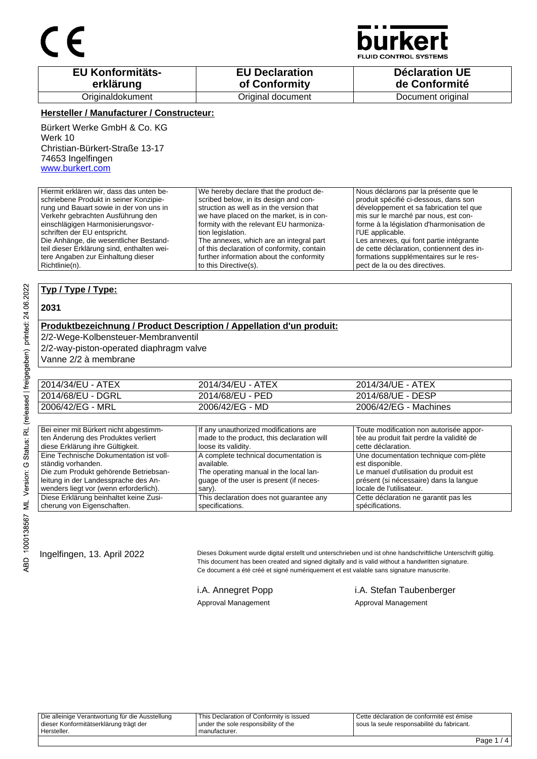CE

**bürkert**
FLUID CONTROL SYSTEMS

| EU Konformitäts-erklärung | EU Declaration of Conformity | Déclaration UE de Conformité |
|---|---|---|
| Originaldokument | Original document | Document original |

**Hersteller / Manufacturer / Constructeur:**

Bürkert Werke GmbH & Co. KG
Werk 10
Christian-Bürkert-Straße 13-17
74653 Ingelfingen
www.burkert.com

| Hiermit erklären wir, dass das unten beschriebene Produkt in seiner Konzipierung und Bauart sowie in der von uns in Verkehr gebrachten Ausführung den einschlägigen Harmonisierungsvorschriften der EU entspricht. Die Anhänge, die wesentlicher Bestandteil dieser Erklärung sind, enthalten weitere Angaben zur Einhaltung dieser Richtlinie(n). | We hereby declare that the product described below, in its design and construction as well as in the version that we have placed on the market, is in conformity with the relevant EU harmonization legislation. The annexes, which are an integral part of this declaration of conformity, contain further information about the conformity to this Directive(s). | Nous déclarons par la présente que le produit spécifié ci-dessous, dans son développement et sa fabrication tel que mis sur le marché par nous, est conforme à la législation d'harmonisation de l'UE applicable. Les annexes, qui font partie intégrante de cette déclaration, contiennent des informations supplémentaires sur le respect de la ou des directives. |
|---|---|---|

**Typ / Type / Type:**

**2031**

**Produktbezeichnung / Product Description / Appellation d'un produit:**

2/2-Wege-Kolbensteuer-Membranventil
2/2-way-piston-operated diaphragm valve
Vanne 2/2 à membrane

| 2014/34/EU - ATEX | 2014/34/EU - ATEX | 2014/34/UE - ATEX |
|---|---|---|
| 2014/68/EU - DGRL | 2014/68/EU - PED | 2014/68/UE - DESP |
| 2006/42/EG - MRL | 2006/42/EG - MD | 2006/42/EG - Machines |

| Bei einer mit Bürkert nicht abgestimmten Änderung des Produktes verliert diese Erklärung ihre Gültigkeit. | If any unauthorized modifications are made to the product, this declaration will loose its validity. | Toute modification non autorisée apportée au produit fait perdre la validité de cette déclaration. |
|---|---|---|
| Eine Technische Dokumentation ist vollständig vorhanden. Die zum Produkt gehörende Betriebsanleitung in der Landessprache des Anwenders liegt vor (wenn erforderlich). | A complete technical documentation is available. The operating manual in the local language of the user is present (if necessary). | Une documentation technique com-plète est disponible. Le manuel d'utilisation du produit est présent (si nécessaire) dans la langue locale de l'utilisateur. |
| Diese Erklärung beinhaltet keine Zusicherung von Eigenschaften. | This declaration does not guarantee any specifications. | Cette déclaration ne garantit pas les spécifications. |

Ingelfingen, 13. April 2022

Dieses Dokument wurde digital erstellt und unterschrieben und ist ohne handschriftliche Unterschrift gültig.
This document has been created and signed digitally and is valid without a handwritten signature.
Ce document a été créé et signé numériquement et est valable sans signature manuscrite.

i.A. Annegret Popp
Approval Management

i.A. Stefan Taubenberger
Approval Management

| Die alleinige Verantwortung für die Ausstellung dieser Konformitätserklärung trägt der Hersteller. | This Declaration of Conformity is issued under the sole responsibility of the manufacturer. | Cette déclaration de conformité est émise sous la seule responsabilité du fabricant. |
|---|---|---|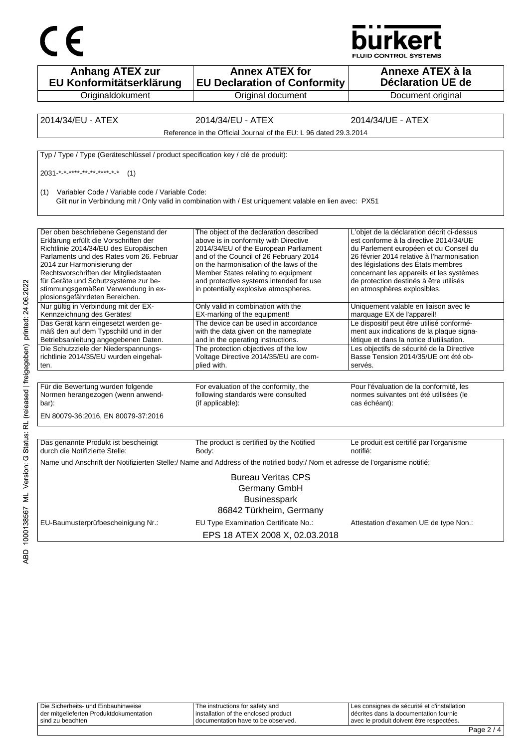CE

**bürkert**
FLUID CONTROL SYSTEMS

| Anhang ATEX zur EU Konformitätserklärung | Annex ATEX for EU Declaration of Conformity | Annexe ATEX à la Déclaration UE de |
|---|---|---|
| Originaldokument | Original document | Document original |

| 2014/34/EU - ATEX | 2014/34/EU - ATEX | 2014/34/UE - ATEX |
|---|---|---|
| Reference in the Official Journal of the EU: L 96 dated 29.3.2014 | | |

Typ / Type / Type (Geräteschlüssel / product specification key / clé de produit):

2031-*-*-****-**-**-****-*-* (1)

(1) Variabler Code / Variable code / Variable Code:
Gilt nur in Verbindung mit / Only valid in combination with / Est uniquement valable en lien avec: PX51

| | | |
|---|---|---|
| Der oben beschriebene Gegenstand der Erklärung erfüllt die Vorschriften der Richtlinie 2014/34/EU des Europäischen Parlaments und des Rates vom 26. Februar 2014 zur Harmonisierung der Rechtsvorschriften der Mitgliedstaaten für Geräte und Schutzsysteme zur bestimmungsgemäßen Verwendung in explosionsgefährdeten Bereichen. | The object of the declaration described above is in conformity with Directive 2014/34/EU of the European Parliament and of the Council of 26 February 2014 on the harmonisation of the laws of the Member States relating to equipment and protective systems intended for use in potentially explosive atmospheres. | L'objet de la déclaration décrit ci-dessus est conforme à la directive 2014/34/UE du Parlement européen et du Conseil du 26 février 2014 relative à l'harmonisation des législations des États membres concernant les appareils et les systèmes de protection destinés à être utilisés en atmosphères explosibles. |
| Nur gültig in Verbindung mit der EX-Kennzeichnung des Gerätes! | Only valid in combination with the EX-marking of the equipment! | Uniquement valable en liaison avec le marquage EX de l'appareil! |
| Das Gerät kann eingesetzt werden gemäß den auf dem Typschild und in der Betriebsanleitung angegebenen Daten. | The device can be used in accordance with the data given on the nameplate and in the operating instructions. | Le dispositif peut être utilisé conformément aux indications de la plaque signalétique et dans la notice d'utilisation. |
| Die Schutzziele der Niederspannungsrichtlinie 2014/35/EU wurden eingehalten. | The protection objectives of the low Voltage Directive 2014/35/EU are complied with. | Les objectifs de sécurité de la Directive Basse Tension 2014/35/UE ont été observés. |

| | | |
|---|---|---|
| Für die Bewertung wurden folgende Normen herangezogen (wenn anwendbar): | For evaluation of the conformity, the following standards were consulted (if applicable): | Pour l'évaluation de la conformité, les normes suivantes ont été utilisées (le cas échéant): |

EN 80079-36:2016, EN 80079-37:2016

| | | |
|---|---|---|
| Das genannte Produkt ist bescheinigt durch die Notifizierte Stelle: | The product is certified by the Notified Body: | Le produit est certifié par l'organisme notifié: |

Name und Anschrift der Notifizierten Stelle:/ Name and Address of the notified body:/ Nom et adresse de l'organisme notifié:

Bureau Veritas CPS
Germany GmbH
Businesspark
86842 Türkheim, Germany

| EU-Baumusterprüfbescheinigung Nr.: | EU Type Examination Certificate No.: | Attestation d'examen UE de type Non.: |
|---|---|---|
| | EPS 18 ATEX 2008 X, 02.03.2018 | |

| | | |
|---|---|---|
| Die Sicherheits- und Einbauhinweise der mitgelieferten Produktdokumentation sind zu beachten | The instructions for safety and installation of the enclosed product documentation have to be observed. | Les consignes de sécurité et d'installation décrites dans la documentation fournie avec le produit doivent être respectées. |

ABD 1000138567 ML Version: G Status: RL (released | freigegeben) printed: 24.06.2022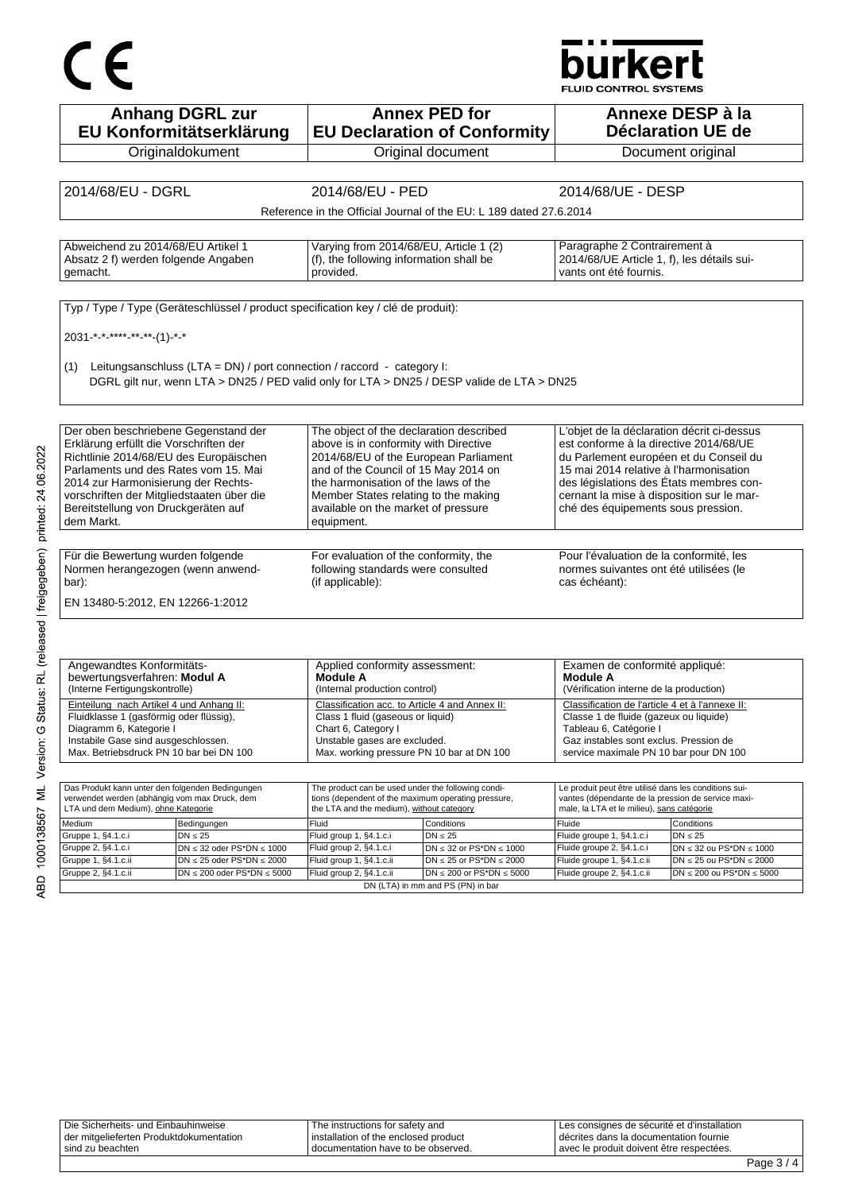CE

bürkert
FLUID CONTROL SYSTEMS

| Anhang DGRL zur EU Konformitätserklärung | Annex PED for EU Declaration of Conformity | Annexe DESP à la Déclaration UE de |
|---|---|---|
| Originaldokument | Original document | Document original |

| 2014/68/EU - DGRL | 2014/68/EU - PED | 2014/68/UE - DESP |
|---|---|---|
| | Reference in the Official Journal of the EU: L 189 dated 27.6.2014 | |

| Abweichend zu 2014/68/EU Artikel 1 Absatz 2 f) werden folgende Angaben gemacht. | Varying from 2014/68/EU, Article 1 (2) (f), the following information shall be provided. | Paragraphe 2 Contrairement à 2014/68/UE Article 1, f), les détails suivants ont été fournis. |
|---|---|---|

Typ / Type / Type (Geräteschlüssel / product specification key / clé de produit):

2031-*-*-****-**-**-(1)-*-*

(1) Leitungsanschluss (LTA = DN) / port connection / raccord - category I:
DGRL gilt nur, wenn LTA > DN25 / PED valid only for LTA > DN25 / DESP valide de LTA > DN25

| Der oben beschriebene Gegenstand der Erklärung erfüllt die Vorschriften der Richtlinie 2014/68/EU des Europäischen Parlaments und des Rates vom 15. Mai 2014 zur Harmonisierung der Rechtsvorschriften der Mitgliedstaaten über die Bereitstellung von Druckgeräten auf dem Markt. | The object of the declaration described above is in conformity with Directive 2014/68/EU of the European Parliament and of the Council of 15 May 2014 on the harmonisation of the laws of the Member States relating to the making available on the market of pressure equipment. | L'objet de la déclaration décrit ci-dessus est conforme à la directive 2014/68/UE du Parlement européen et du Conseil du 15 mai 2014 relative à l'harmonisation des législations des États membres concernant la mise à disposition sur le marché des équipements sous pression. |
|---|---|---|

| Für die Bewertung wurden folgende Normen herangezogen (wenn anwendbar): | For evaluation of the conformity, the following standards were consulted (if applicable): | Pour l'évaluation de la conformité, les normes suivantes ont été utilisées (le cas échéant): |
|---|---|---|

EN 13480-5:2012, EN 12266-1:2012

| Angewandtes Konformitätsbewertungsverfahren: **Modul A** (Interne Fertigungskontrolle) | Applied conformity assessment: **Module A** (Internal production control) | Examen de conformité appliqué: **Module A** (Vérification interne de la production) |
|---|---|---|
| Einteilung nach Artikel 4 und Anhang II: Fluidklasse 1 (gasförmig oder flüssig), Diagramm 6, Kategorie I Instabile Gase sind ausgeschlossen. Max. Betriebsdruck PN 10 bar bei DN 100 | Classification acc. to Article 4 and Annex II: Class 1 fluid (gaseous or liquid) Chart 6, Category I Unstable gases are excluded. Max. working pressure PN 10 bar at DN 100 | Classification de l'article 4 et à l'annexe II: Classe 1 de fluide (gazeux ou liquide) Tableau 6, Catégorie I Gaz instables sont exclus. Pression de service maximale PN 10 bar pour DN 100 |

| Das Produkt kann unter den folgenden Bedingungen verwendet werden (abhängig vom max Druck, dem LTA und dem Medium), ohne Kategorie | | The product can be used under the following conditions (dependent of the maximum operating pressure, the LTA and the medium), without category | | Le produit peut être utilisé dans les conditions suivantes (dépendante de la pression de service maximale, la LTA et le milieu), sans catégorie | |
|---|---|---|---|---|---|
| Medium | Bedingungen | Fluid | Conditions | Fluide | Conditions |
| Gruppe 1, §4.1.c.i | DN ≤ 25 | Fluid group 1, §4.1.c.i | DN ≤ 25 | Fluide groupe 1, §4.1.c.i | DN ≤ 25 |
| Gruppe 2, §4.1.c.i | DN ≤ 32 oder PS*DN ≤ 1000 | Fluid group 2, §4.1.c.i | DN ≤ 32 or PS*DN ≤ 1000 | Fluide groupe 2, §4.1.c.i | DN ≤ 32 ou PS*DN ≤ 1000 |
| Gruppe 1, §4.1.c.ii | DN ≤ 25 oder PS*DN ≤ 2000 | Fluid group 1, §4.1.c.ii | DN ≤ 25 or PS*DN ≤ 2000 | Fluide groupe 1, §4.1.c.ii | DN ≤ 25 ou PS*DN ≤ 2000 |
| Gruppe 2, §4.1.c.ii | DN ≤ 200 oder PS*DN ≤ 5000 | Fluid group 2, §4.1.c.ii | DN ≤ 200 or PS*DN ≤ 5000 | Fluide groupe 2, §4.1.c.ii | DN ≤ 200 ou PS*DN ≤ 5000 |
| | | DN (LTA) in mm and PS (PN) in bar | | | |

| Die Sicherheits- und Einbauhinweise der mitgelieferten Produktdokumentation sind zu beachten | The instructions for safety and installation of the enclosed product documentation have to be observed. | Les consignes de sécurité et d'installation décrites dans la documentation fournie avec le produit doivent être respectées. |
|---|---|---|

ABD 1000138567 ML Version: G Status: RL (released | freigegeben) printed: 24.06.2022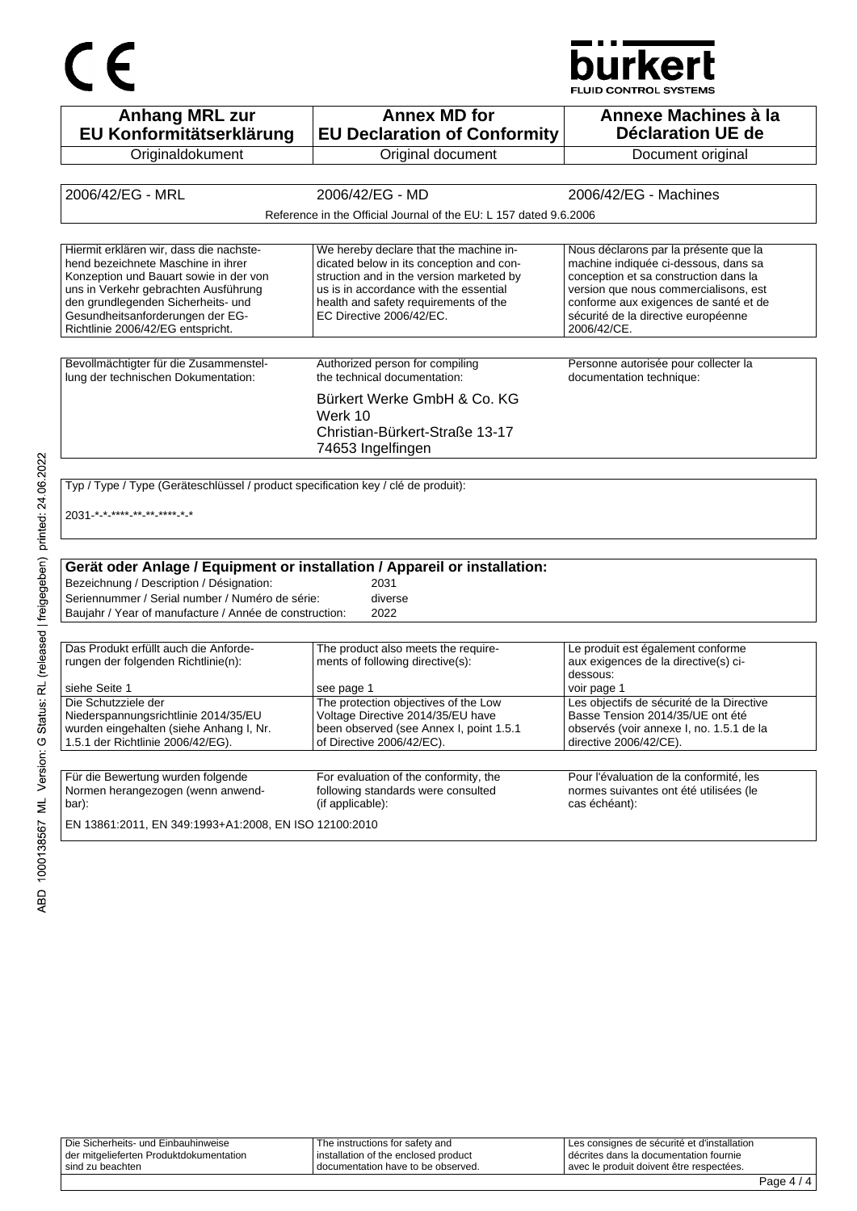CE

bürkert
FLUID CONTROL SYSTEMS

| Anhang MRL zur EU Konformitätserklärung | Annex MD for EU Declaration of Conformity | Annexe Machines à la Déclaration UE de |
|---|---|---|
| Originaldokument | Original document | Document original |

| | | |
|---|---|---|
| 2006/42/EG - MRL | 2006/42/EG - MD | 2006/42/EG - Machines |
| | Reference in the Official Journal of the EU: L 157 dated 9.6.2006 | |

| | | |
|---|---|---|
| Hiermit erklären wir, dass die nachstehend bezeichnete Maschine in ihrer Konzeption und Bauart sowie in der von uns in Verkehr gebrachten Ausführung den grundlegenden Sicherheits- und Gesundheitsanforderungen der EG-Richtlinie 2006/42/EG entspricht. | We hereby declare that the machine indicated below in its conception and construction and in the version marketed by us is in accordance with the essential health and safety requirements of the EC Directive 2006/42/EC. | Nous déclarons par la présente que la machine indiquée ci-dessous, dans sa conception et sa construction dans la version que nous commercialisons, est conforme aux exigences de santé et de sécurité de la directive européenne 2006/42/CE. |

| | | |
|---|---|---|
| Bevollmächtigter für die Zusammenstellung der technischen Dokumentation: | Authorized person for compiling the technical documentation: | Personne autorisée pour collecter la documentation technique: |
| | Bürkert Werke GmbH & Co. KG<br>Werk 10<br>Christian-Bürkert-Straße 13-17<br>74653 Ingelfingen | |

Typ / Type / Type (Geräteschlüssel / product specification key / clé de produit):

2031-*-*-****-**-**-****-*-*

**Gerät oder Anlage / Equipment or installation / Appareil or installation:**

| | |
|---|---|
| Bezeichnung / Description / Désignation: | 2031 |
| Seriennummer / Serial number / Numéro de série: | diverse |
| Baujahr / Year of manufacture / Année de construction: | 2022 |

| | | |
|---|---|---|
| Das Produkt erfüllt auch die Anforderungen der folgenden Richtlinie(n): | The product also meets the requirements of following directive(s): | Le produit est également conforme aux exigences de la directive(s) ci-dessous: |
| siehe Seite 1 | see page 1 | voir page 1 |
| Die Schutzziele der Niederspannungsrichtlinie 2014/35/EU wurden eingehalten (siehe Anhang I, Nr. 1.5.1 der Richtlinie 2006/42/EG). | The protection objectives of the Low Voltage Directive 2014/35/EU have been observed (see Annex I, point 1.5.1 of Directive 2006/42/EC). | Les objectifs de sécurité de la Directive Basse Tension 2014/35/UE ont été observés (voir annexe I, no. 1.5.1 de la directive 2006/42/CE). |

| | | |
|---|---|---|
| Für die Bewertung wurden folgende Normen herangezogen (wenn anwendbar): | For evaluation of the conformity, the following standards were consulted (if applicable): | Pour l'évaluation de la conformité, les normes suivantes ont été utilisées (le cas échéant): |

EN 13861:2011, EN 349:1993+A1:2008, EN ISO 12100:2010

ABD 1000138567 ML Version: G Status: RL (released | freigegeben) printed: 24.06.2022

| | | |
|---|---|---|
| Die Sicherheits- und Einbauhinweise der mitgelieferten Produktdokumentation sind zu beachten | The instructions for safety and installation of the enclosed product documentation have to be observed. | Les consignes de sécurité et d'installation décrites dans la documentation fournie avec le produit doivent être respectées. |